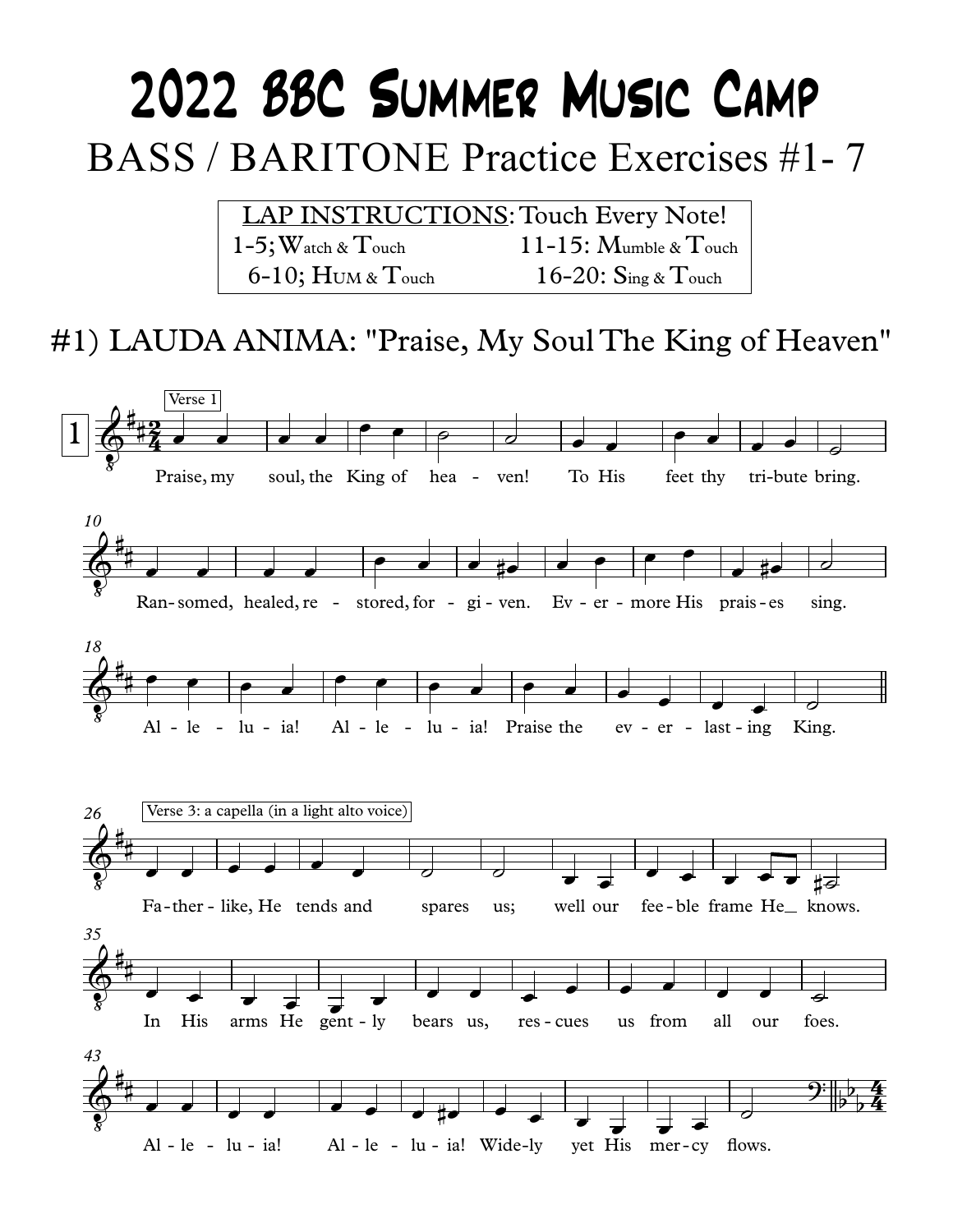# 2022 BBC Summer Music Camp

## BASS / BARITONE Practice Exercises #1- 7

| LAP INSTRUCTIONS: Touch Every Note! | |
|---|---|
| 1-5; Watch & Touch | 11-15: Mumble & Touch |
| 6-10; HUM & Touch | 16-20: Sing & Touch |

## #1) LAUDA ANIMA: "Praise, My Soul The King of Heaven"

Verse 1

Praise, my soul, the King of hea - ven! To His feet thy tri-bute bring.

Ran-somed, healed, re - stored, for - gi - ven. Ev - er - more His prais - es sing.

Al - le - lu - ia! Al - le - lu - ia! Praise the ev - er - last - ing King.

Verse 3: a capella (in a light alto voice)

Fa - ther - like, He tends and spares us; well our fee - ble frame He_ knows.

In His arms He gent - ly bears us, res - cues us from all our foes.

Al - le - lu - ia! Al - le - lu - ia! Wide-ly yet His mer - cy flows.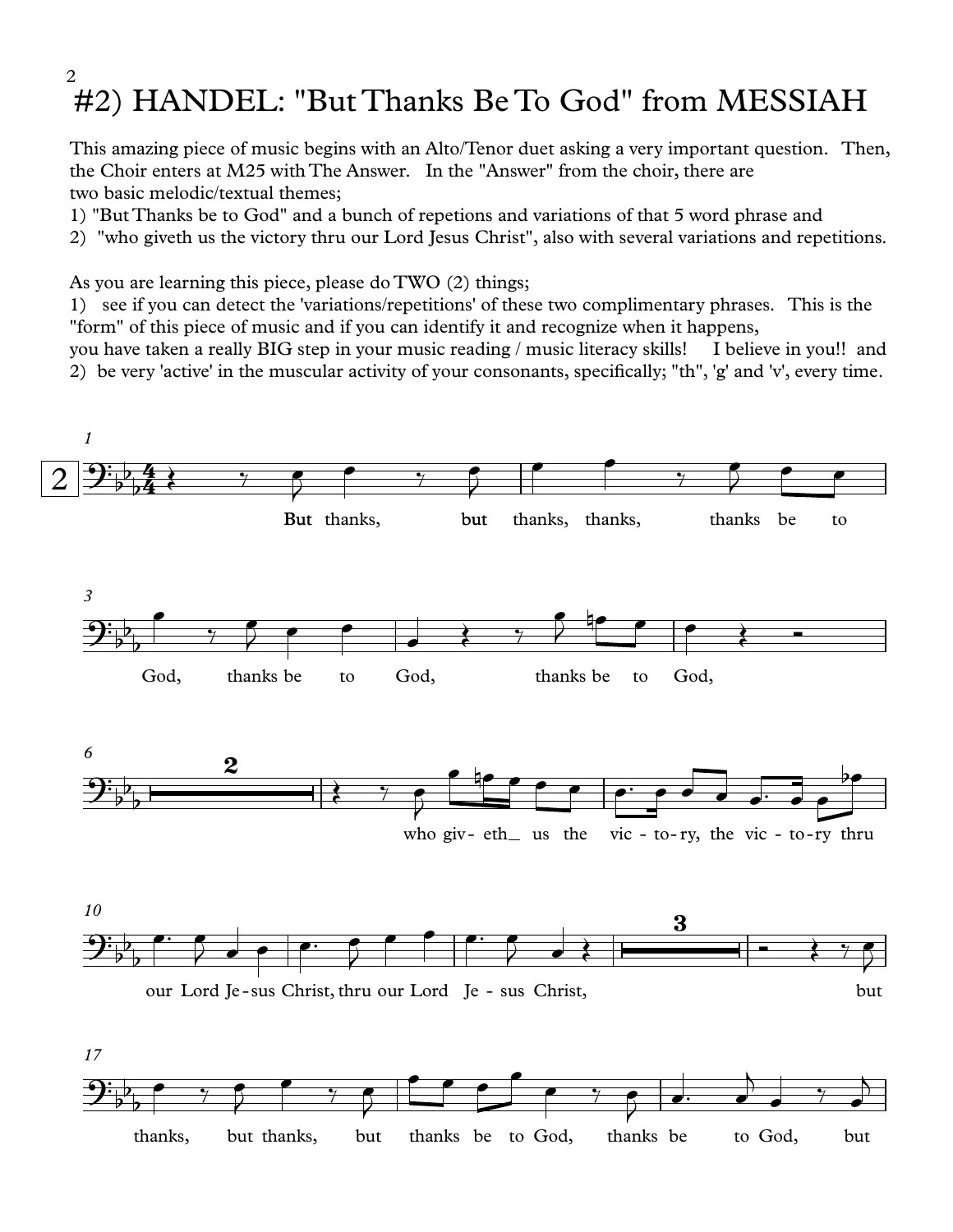# #2) HANDEL: "But Thanks Be To God" from MESSIAH

This amazing piece of music begins with an Alto/Tenor duet asking a very important question. Then, the Choir enters at M25 with The Answer. In the "Answer" from the choir, there are two basic melodic/textual themes;

1) "But Thanks be to God" and a bunch of repetions and variations of that 5 word phrase and
2) "who giveth us the victory thru our Lord Jesus Christ", also with several variations and repetitions.

As you are learning this piece, please do TWO (2) things;

1) see if you can detect the 'variations/repetitions' of these two complimentary phrases. This is the "form" of this piece of music and if you can identify it and recognize when it happens, you have taken a really BIG step in your music reading / music literacy skills! I believe in you!! and
2) be very 'active' in the muscular activity of your consonants, specifically; "th", 'g' and 'v', every time.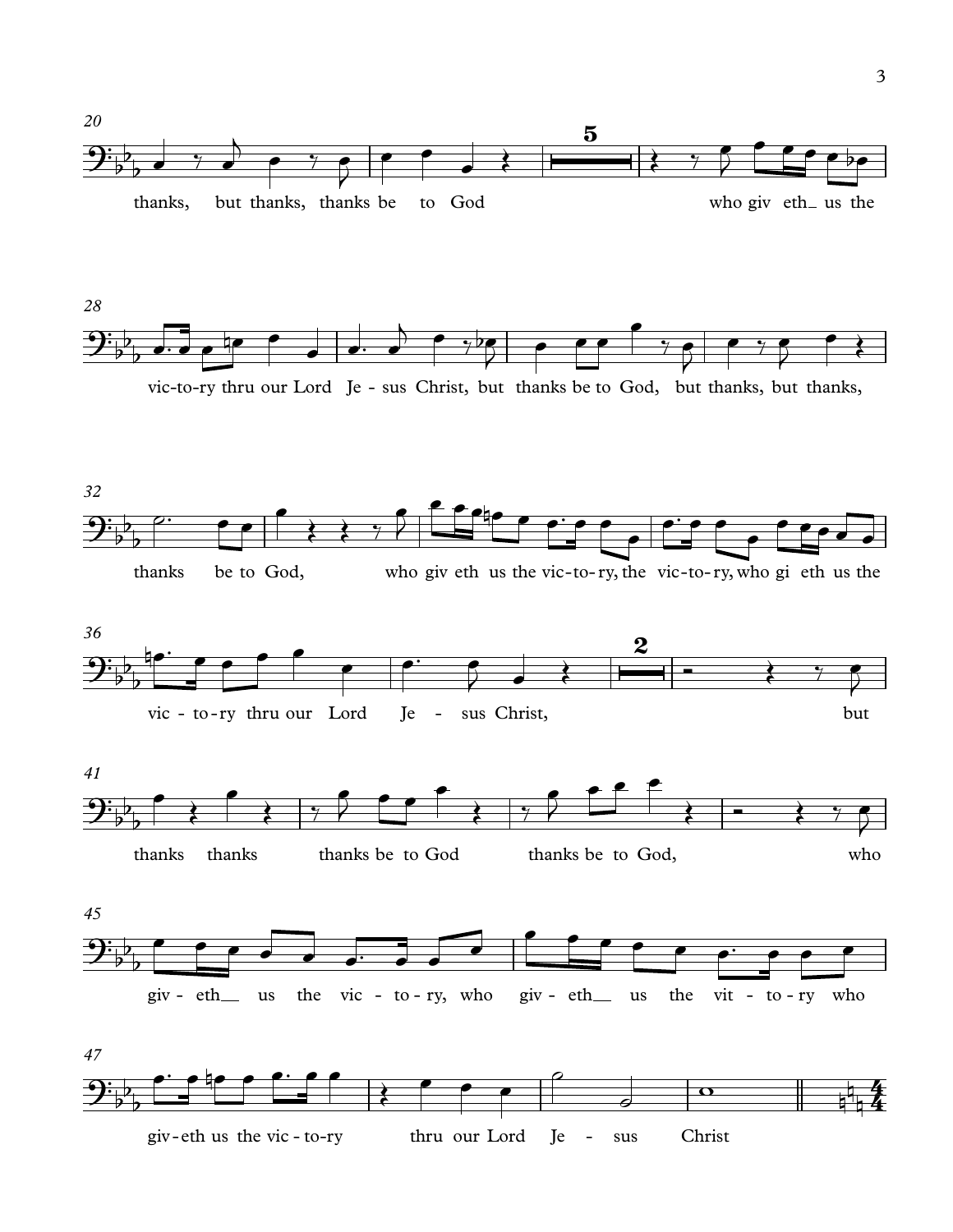20

thanks, but thanks, thanks be to God who giv eth_ us the

28

vic-to-ry thru our Lord Je - sus Christ, but thanks be to God, but thanks, but thanks,

32

thanks be to God, who giv eth us the vic-to-ry, the vic-to-ry, who gi eth us the

36

vic - to - ry thru our Lord Je - sus Christ, but

41

thanks thanks thanks be to God thanks be to God, who

45

giv - eth_ us the vic - to - ry, who giv - eth_ us the vit - to - ry who

47

giv - eth us the vic - to - ry thru our Lord Je - sus Christ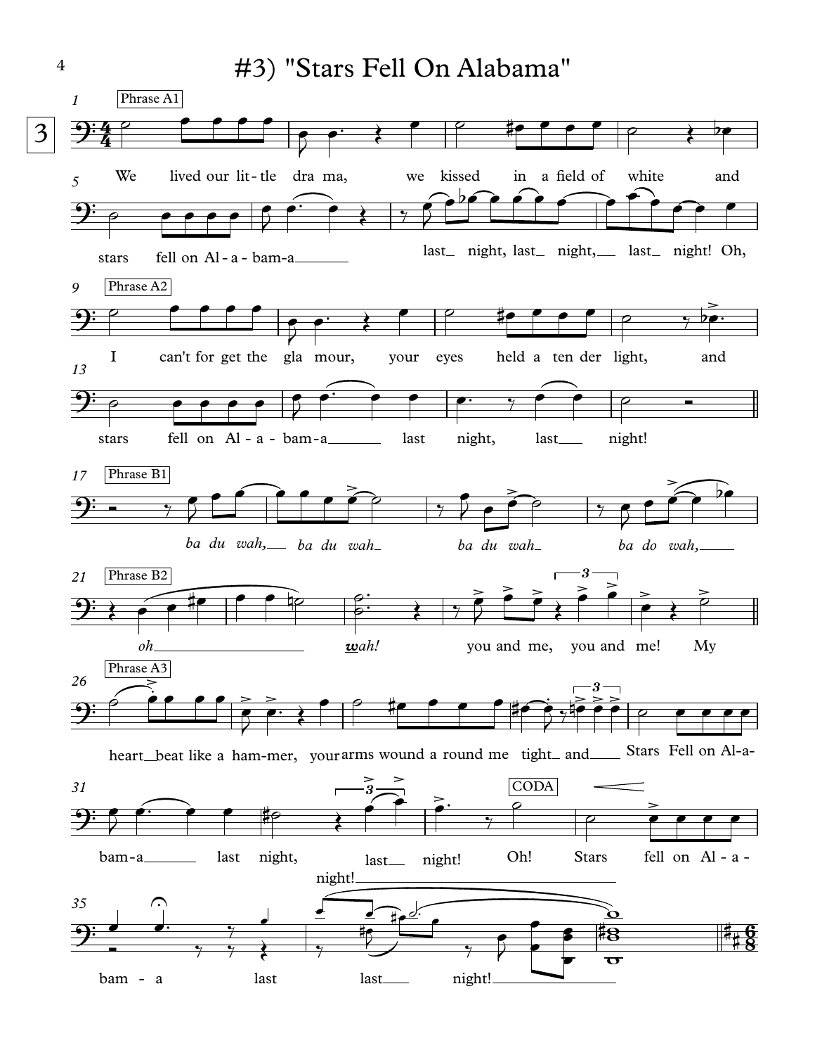# #3) "Stars Fell On Alabama"

3

Phrase A1

We lived our lit- tle dra ma, we kissed in a field of white and

stars fell on Al - a - bam-a last night, last night, last night! Oh,

Phrase A2

I can't for get the gla mour, your eyes held a ten der light, and

stars fell on Al - a - bam-a last night, last night!

Phrase B1

*ba du wah, ba du wah ba du wah ba do wah,*

Phrase B2

*oh wah!* you and me, you and me! My

Phrase A3

heart beat like a ham-mer, your arms wound a round me tight and Stars Fell on Al-a-

bam-a last night, last night! last night!

CODA

Oh! Stars fell on Al - a -

bam - a last last night!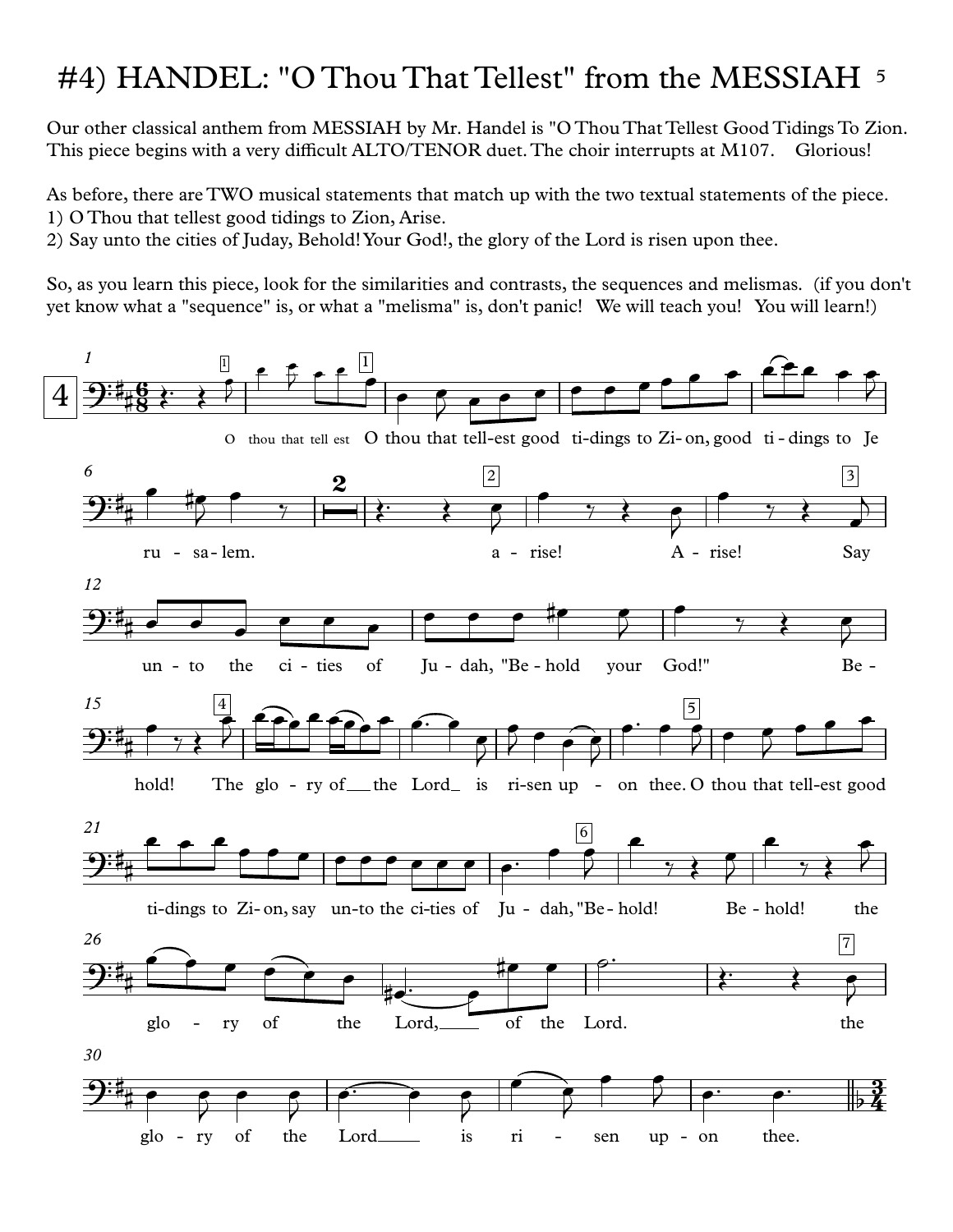# #4) HANDEL: "O Thou That Tellest" from the MESSIAH

Our other classical anthem from MESSIAH by Mr. Handel is "O Thou That Tellest Good Tidings To Zion. This piece begins with a very difficult ALTO/TENOR duet. The choir interrupts at M107. Glorious!

As before, there are TWO musical statements that match up with the two textual statements of the piece.
1) O Thou that tellest good tidings to Zion, Arise.
2) Say unto the cities of Juday, Behold! Your God!, the glory of the Lord is risen upon thee.

So, as you learn this piece, look for the similarities and contrasts, the sequences and melismas. (if you don't yet know what a "sequence" is, or what a "melisma" is, don't panic! We will teach you! You will learn!)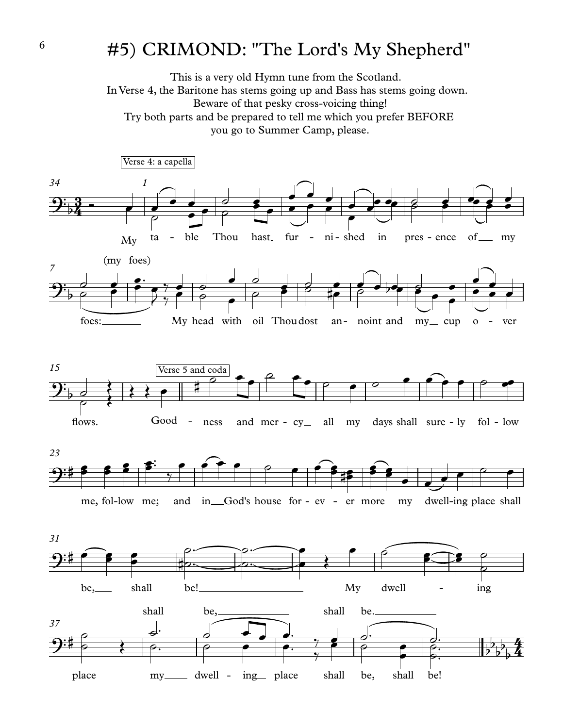# #5) CRIMOND: "The Lord's My Shepherd"

This is a very old Hymn tune from the Scotland.
In Verse 4, the Baritone has stems going up and Bass has stems going down.
Beware of that pesky cross-voicing thing!
Try both parts and be prepared to tell me which you prefer BEFORE
you go to Summer Camp, please.

Verse 4: a capella

My table Thou hast furnished in presence of my foes: (my foes) My head with oil Thou dost anoint and my cup over flows.

Verse 5 and coda

Goodness and mercy all my days shall surely follow me, follow me; and in God's house forever more my dwelling place shall be, shall be! My dwelling place my dwelling place shall be, shall be! (shall be, shall be.)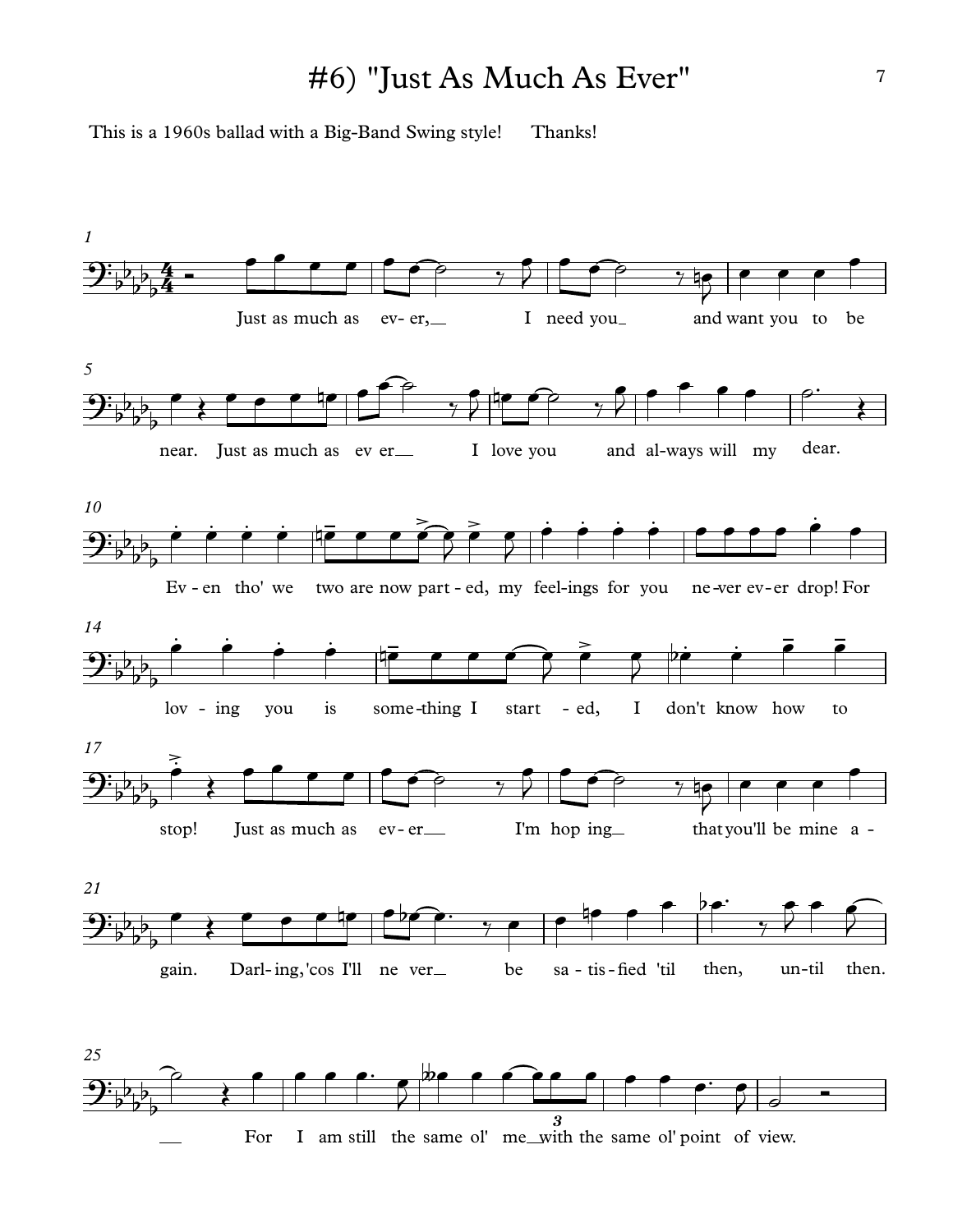# #6) "Just As Much As Ever"

This is a 1960s ballad with a Big-Band Swing style!      Thanks!

Just as much as ev- er, I need you and want you to be near. Just as much as ev er I love you and al-ways will my dear.

Ev - en tho' we two are now part - ed, my feel-ings for you ne-ver ev-er drop! For lov - ing you is some-thing I start - ed, I don't know how to stop!

Just as much as ev- er I'm hop ing that you'll be mine a - gain. Darl- ing, 'cos I'll ne ver be sa - tis - fied 'til then, un-til then.

For I am still the same ol' me with the same ol' point of view.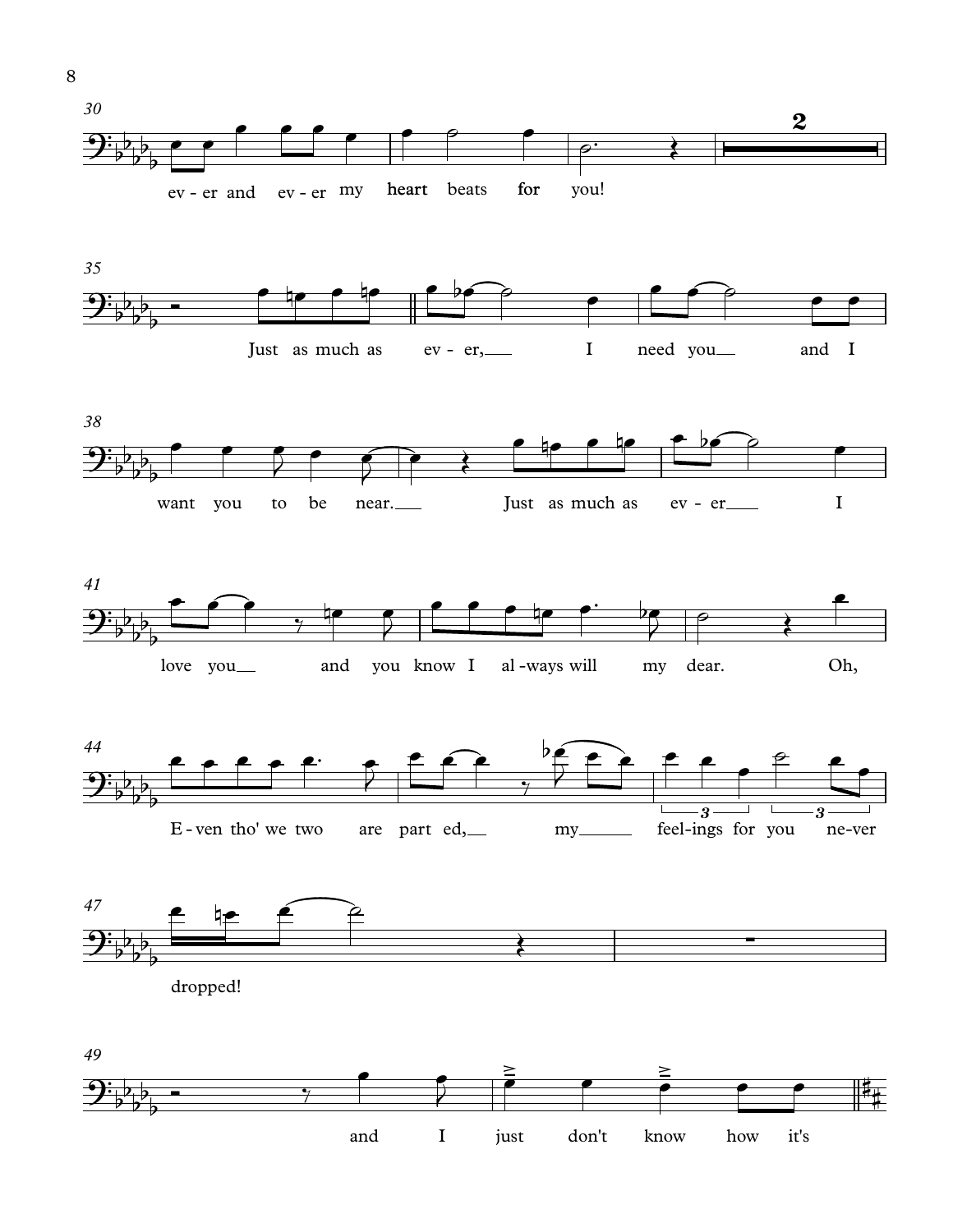30

ev - er and ev - er my heart beats for you!

2

35

Just as much as ev - er, I need you and I

38

want you to be near. Just as much as ev - er I

41

love you and you know I al - ways will my dear. Oh,

44

E - ven tho' we two are part ed, my feel-ings for you ne-ver

3 3

47

dropped!

49

and I just don't know how it's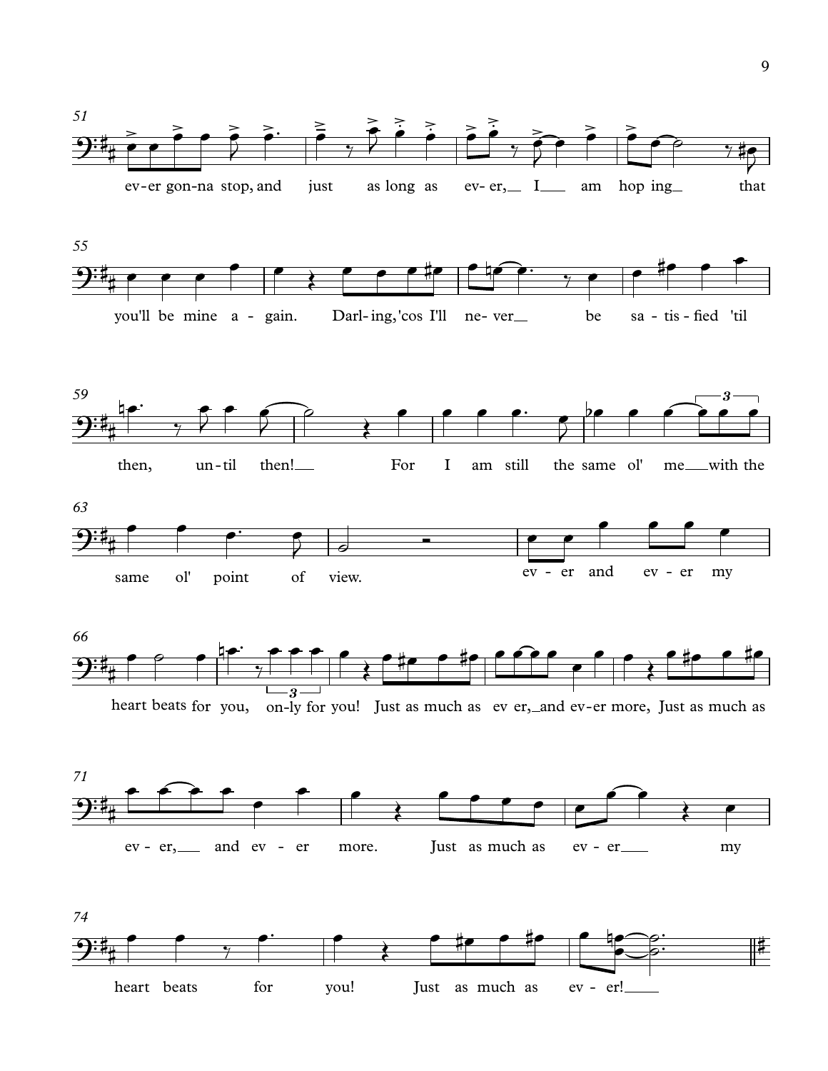51

ev-er gon-na stop, and just as long as ev- er,__ I___ am hop ing__ that

55

you'll be mine a - gain. Darl- ing,'cos I'll ne- ver__ be sa - tis - fied 'til

59

then, un - til then!__ For I am still the same ol' me__with the

63

same ol' point of view. ev - er and ev - er my

66

heart beats for you, on-ly for you! Just as much as ev er,_and ev-er more, Just as much as

71

ev - er,___ and ev - er more. Just as much as ev - er___ my

74

heart beats for you! Just as much as ev - er!____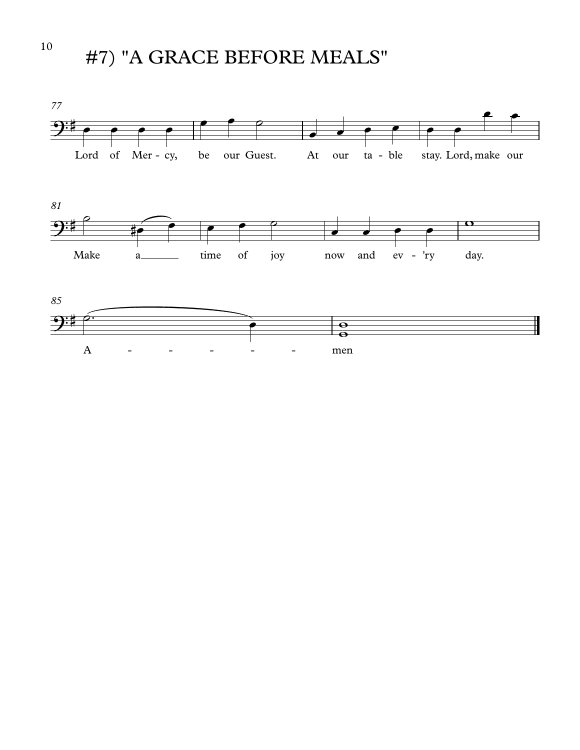# #7) "A GRACE BEFORE MEALS"